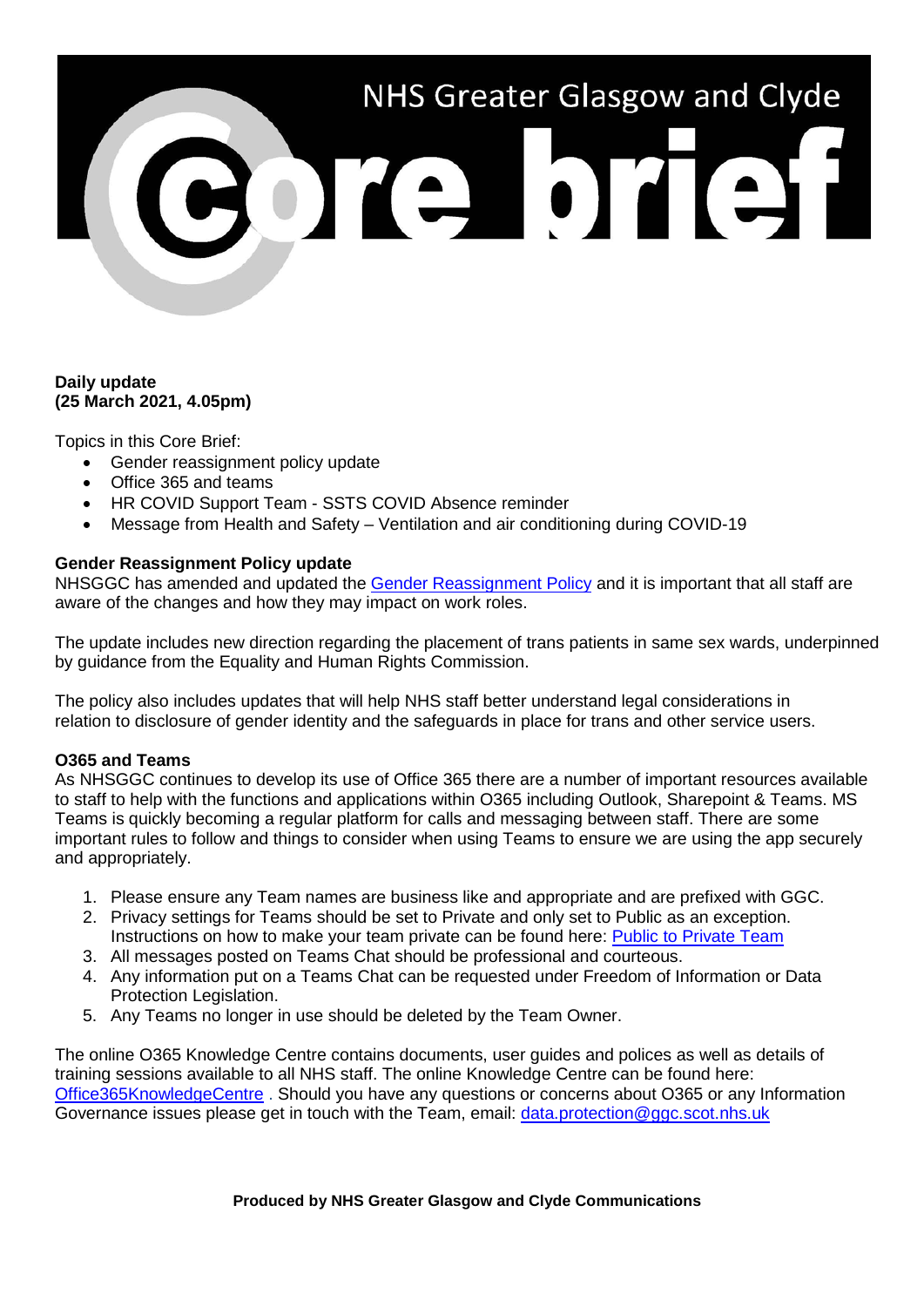# NHS Greater Glasgow and Clyde Core brief

**Daily update**
**(25 March 2021, 4.05pm)**

Topics in this Core Brief:

- Gender reassignment policy update
- Office 365 and teams
- HR COVID Support Team - SSTS COVID Absence reminder
- Message from Health and Safety – Ventilation and air conditioning during COVID-19

**Gender Reassignment Policy update**
NHSGGC has amended and updated the Gender Reassignment Policy and it is important that all staff are aware of the changes and how they may impact on work roles.

The update includes new direction regarding the placement of trans patients in same sex wards, underpinned by guidance from the Equality and Human Rights Commission.

The policy also includes updates that will help NHS staff better understand legal considerations in relation to disclosure of gender identity and the safeguards in place for trans and other service users.

**O365 and Teams**
As NHSGGC continues to develop its use of Office 365 there are a number of important resources available to staff to help with the functions and applications within O365 including Outlook, Sharepoint & Teams. MS Teams is quickly becoming a regular platform for calls and messaging between staff. There are some important rules to follow and things to consider when using Teams to ensure we are using the app securely and appropriately.

1. Please ensure any Team names are business like and appropriate and are prefixed with GGC.
2. Privacy settings for Teams should be set to Private and only set to Public as an exception. Instructions on how to make your team private can be found here: Public to Private Team
3. All messages posted on Teams Chat should be professional and courteous.
4. Any information put on a Teams Chat can be requested under Freedom of Information or Data Protection Legislation.
5. Any Teams no longer in use should be deleted by the Team Owner.

The online O365 Knowledge Centre contains documents, user guides and polices as well as details of training sessions available to all NHS staff. The online Knowledge Centre can be found here: Office365KnowledgeCentre . Should you have any questions or concerns about O365 or any Information Governance issues please get in touch with the Team, email: data.protection@ggc.scot.nhs.uk

**Produced by NHS Greater Glasgow and Clyde Communications**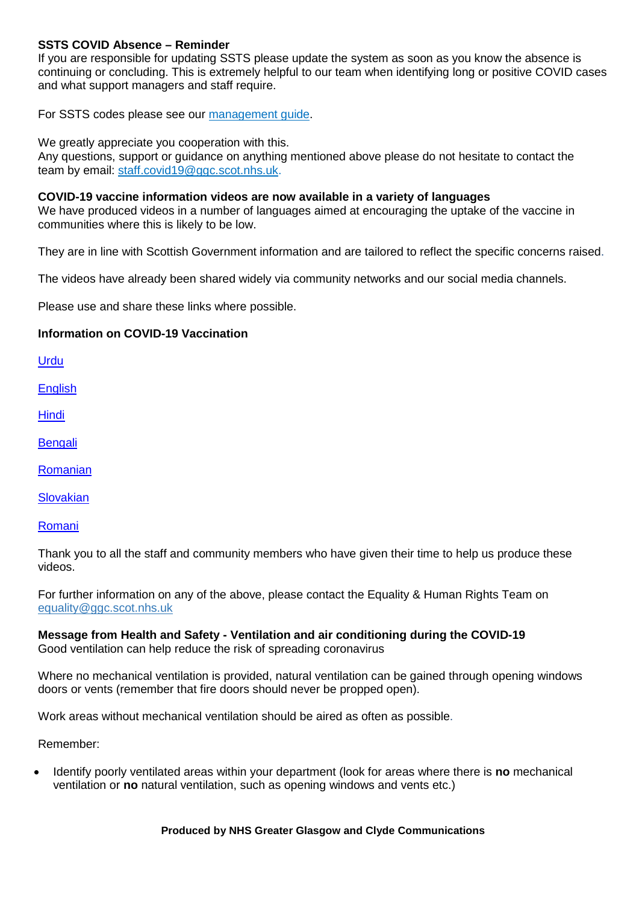**SSTS COVID Absence – Reminder**
If you are responsible for updating SSTS please update the system as soon as you know the absence is continuing or concluding. This is extremely helpful to our team when identifying long or positive COVID cases and what support managers and staff require.

For SSTS codes please see our management guide.

We greatly appreciate you cooperation with this.
Any questions, support or guidance on anything mentioned above please do not hesitate to contact the team by email: staff.covid19@ggc.scot.nhs.uk.

**COVID-19 vaccine information videos are now available in a variety of languages**
We have produced videos in a number of languages aimed at encouraging the uptake of the vaccine in communities where this is likely to be low.

They are in line with Scottish Government information and are tailored to reflect the specific concerns raised.

The videos have already been shared widely via community networks and our social media channels.

Please use and share these links where possible.

**Information on COVID-19 Vaccination**

Urdu

English

Hindi

Bengali

Romanian

Slovakian

Romani

Thank you to all the staff and community members who have given their time to help us produce these videos.

For further information on any of the above, please contact the Equality & Human Rights Team on equality@ggc.scot.nhs.uk

**Message from Health and Safety - Ventilation and air conditioning during the COVID-19**
Good ventilation can help reduce the risk of spreading coronavirus

Where no mechanical ventilation is provided, natural ventilation can be gained through opening windows doors or vents (remember that fire doors should never be propped open).

Work areas without mechanical ventilation should be aired as often as possible.

Remember:

- Identify poorly ventilated areas within your department (look for areas where there is **no** mechanical ventilation or **no** natural ventilation, such as opening windows and vents etc.)

**Produced by NHS Greater Glasgow and Clyde Communications**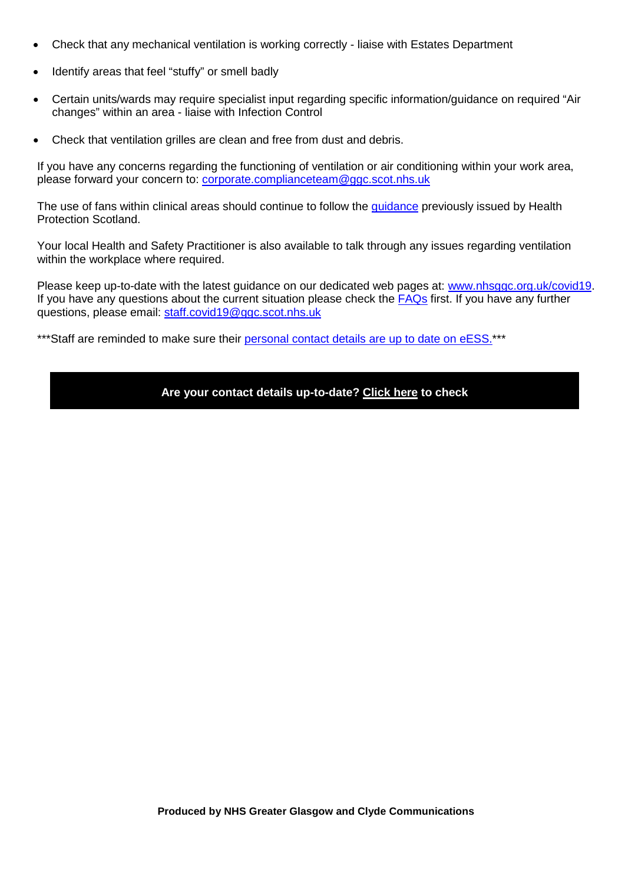- Check that any mechanical ventilation is working correctly - liaise with Estates Department
- Identify areas that feel "stuffy" or smell badly
- Certain units/wards may require specialist input regarding specific information/guidance on required "Air changes" within an area - liaise with Infection Control
- Check that ventilation grilles are clean and free from dust and debris.

If you have any concerns regarding the functioning of ventilation or air conditioning within your work area, please forward your concern to: corporate.complianceteam@ggc.scot.nhs.uk

The use of fans within clinical areas should continue to follow the guidance previously issued by Health Protection Scotland.

Your local Health and Safety Practitioner is also available to talk through any issues regarding ventilation within the workplace where required.

Please keep up-to-date with the latest guidance on our dedicated web pages at: www.nhsggc.org.uk/covid19. If you have any questions about the current situation please check the FAQs first. If you have any further questions, please email: staff.covid19@ggc.scot.nhs.uk

***Staff are reminded to make sure their personal contact details are up to date on eESS.***

**Are your contact details up-to-date? Click here to check**

**Produced by NHS Greater Glasgow and Clyde Communications**